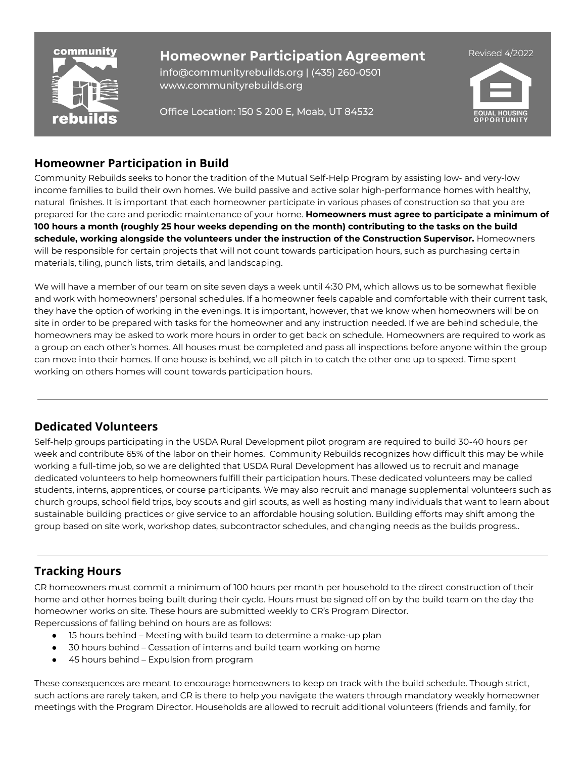# Homeowner Participation Agreement

info@communityrebuilds.org | (435) 260-0501
www.communityrebuilds.org

Office Location: 150 S 200 E, Moab, UT 84532

Revised 4/2022

EQUAL HOUSING OPPORTUNITY

## Homeowner Participation in Build

Community Rebuilds seeks to honor the tradition of the Mutual Self-Help Program by assisting low- and very-low income families to build their own homes. We build passive and active solar high-performance homes with healthy, natural finishes. It is important that each homeowner participate in various phases of construction so that you are prepared for the care and periodic maintenance of your home. **Homeowners must agree to participate a minimum of 100 hours a month (roughly 25 hour weeks depending on the month) contributing to the tasks on the build schedule, working alongside the volunteers under the instruction of the Construction Supervisor.** Homeowners will be responsible for certain projects that will not count towards participation hours, such as purchasing certain materials, tiling, punch lists, trim details, and landscaping.

We will have a member of our team on site seven days a week until 4:30 PM, which allows us to be somewhat flexible and work with homeowners' personal schedules. If a homeowner feels capable and comfortable with their current task, they have the option of working in the evenings. It is important, however, that we know when homeowners will be on site in order to be prepared with tasks for the homeowner and any instruction needed. If we are behind schedule, the homeowners may be asked to work more hours in order to get back on schedule. Homeowners are required to work as a group on each other's homes. All houses must be completed and pass all inspections before anyone within the group can move into their homes. If one house is behind, we all pitch in to catch the other one up to speed. Time spent working on others homes will count towards participation hours.

---

## Dedicated Volunteers

Self-help groups participating in the USDA Rural Development pilot program are required to build 30-40 hours per week and contribute 65% of the labor on their homes. Community Rebuilds recognizes how difficult this may be while working a full-time job, so we are delighted that USDA Rural Development has allowed us to recruit and manage dedicated volunteers to help homeowners fulfill their participation hours. These dedicated volunteers may be called students, interns, apprentices, or course participants. We may also recruit and manage supplemental volunteers such as church groups, school field trips, boy scouts and girl scouts, as well as hosting many individuals that want to learn about sustainable building practices or give service to an affordable housing solution. Building efforts may shift among the group based on site work, workshop dates, subcontractor schedules, and changing needs as the builds progress..

---

## Tracking Hours

CR homeowners must commit a minimum of 100 hours per month per household to the direct construction of their home and other homes being built during their cycle. Hours must be signed off on by the build team on the day the homeowner works on site. These hours are submitted weekly to CR's Program Director.
Repercussions of falling behind on hours are as follows:

- 15 hours behind – Meeting with build team to determine a make-up plan
- 30 hours behind – Cessation of interns and build team working on home
- 45 hours behind – Expulsion from program

These consequences are meant to encourage homeowners to keep on track with the build schedule. Though strict, such actions are rarely taken, and CR is there to help you navigate the waters through mandatory weekly homeowner meetings with the Program Director. Households are allowed to recruit additional volunteers (friends and family, for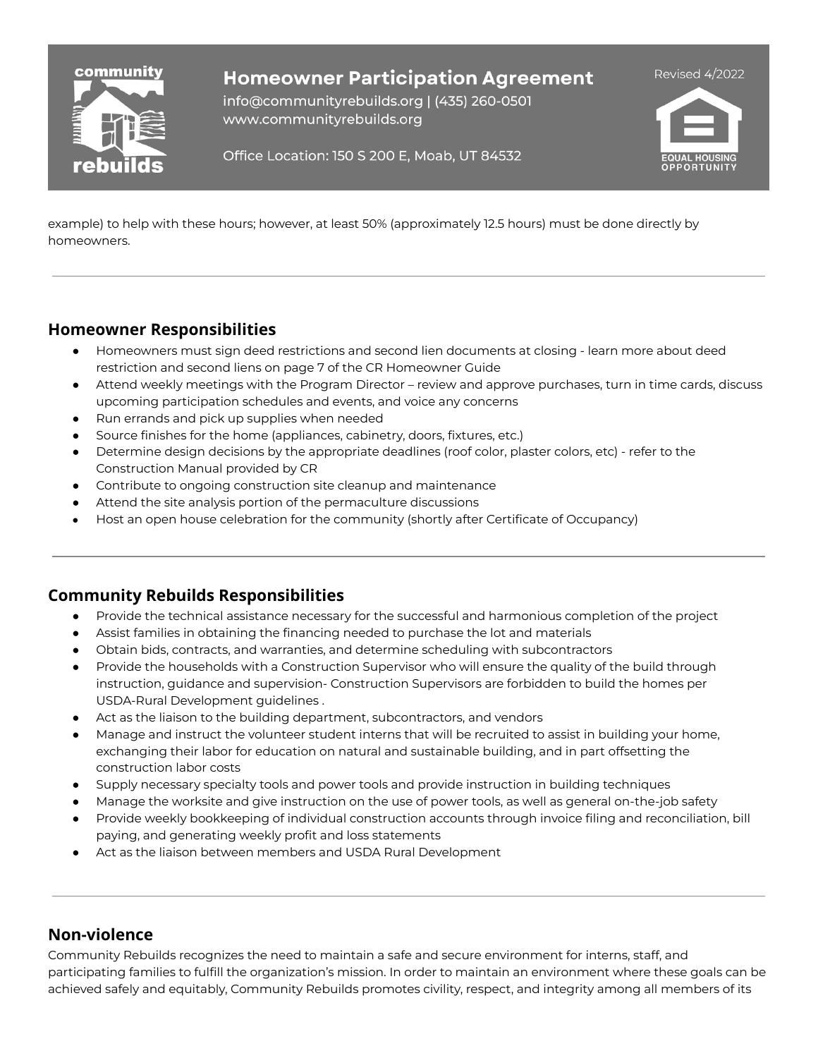example) to help with these hours; however, at least 50% (approximately 12.5 hours) must be done directly by homeowners.

---

## Homeowner Responsibilities

- Homeowners must sign deed restrictions and second lien documents at closing - learn more about deed restriction and second liens on page 7 of the CR Homeowner Guide
- Attend weekly meetings with the Program Director – review and approve purchases, turn in time cards, discuss upcoming participation schedules and events, and voice any concerns
- Run errands and pick up supplies when needed
- Source finishes for the home (appliances, cabinetry, doors, fixtures, etc.)
- Determine design decisions by the appropriate deadlines (roof color, plaster colors, etc) - refer to the Construction Manual provided by CR
- Contribute to ongoing construction site cleanup and maintenance
- Attend the site analysis portion of the permaculture discussions
- Host an open house celebration for the community (shortly after Certificate of Occupancy)

---

## Community Rebuilds Responsibilities

- Provide the technical assistance necessary for the successful and harmonious completion of the project
- Assist families in obtaining the financing needed to purchase the lot and materials
- Obtain bids, contracts, and warranties, and determine scheduling with subcontractors
- Provide the households with a Construction Supervisor who will ensure the quality of the build through instruction, guidance and supervision- Construction Supervisors are forbidden to build the homes per USDA-Rural Development guidelines .
- Act as the liaison to the building department, subcontractors, and vendors
- Manage and instruct the volunteer student interns that will be recruited to assist in building your home, exchanging their labor for education on natural and sustainable building, and in part offsetting the construction labor costs
- Supply necessary specialty tools and power tools and provide instruction in building techniques
- Manage the worksite and give instruction on the use of power tools, as well as general on-the-job safety
- Provide weekly bookkeeping of individual construction accounts through invoice filing and reconciliation, bill paying, and generating weekly profit and loss statements
- Act as the liaison between members and USDA Rural Development

---

## Non-violence

Community Rebuilds recognizes the need to maintain a safe and secure environment for interns, staff, and participating families to fulfill the organization's mission. In order to maintain an environment where these goals can be achieved safely and equitably, Community Rebuilds promotes civility, respect, and integrity among all members of its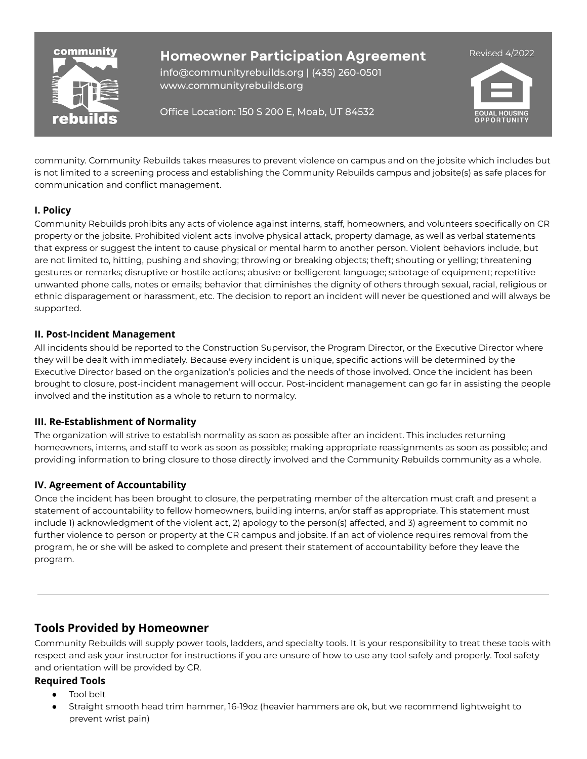community. Community Rebuilds takes measures to prevent violence on campus and on the jobsite which includes but is not limited to a screening process and establishing the Community Rebuilds campus and jobsite(s) as safe places for communication and conflict management.

### I. Policy

Community Rebuilds prohibits any acts of violence against interns, staff, homeowners, and volunteers specifically on CR property or the jobsite. Prohibited violent acts involve physical attack, property damage, as well as verbal statements that express or suggest the intent to cause physical or mental harm to another person. Violent behaviors include, but are not limited to, hitting, pushing and shoving; throwing or breaking objects; theft; shouting or yelling; threatening gestures or remarks; disruptive or hostile actions; abusive or belligerent language; sabotage of equipment; repetitive unwanted phone calls, notes or emails; behavior that diminishes the dignity of others through sexual, racial, religious or ethnic disparagement or harassment, etc. The decision to report an incident will never be questioned and will always be supported.

### II. Post-Incident Management

All incidents should be reported to the Construction Supervisor, the Program Director, or the Executive Director where they will be dealt with immediately. Because every incident is unique, specific actions will be determined by the Executive Director based on the organization's policies and the needs of those involved. Once the incident has been brought to closure, post-incident management will occur. Post-incident management can go far in assisting the people involved and the institution as a whole to return to normalcy.

### III. Re-Establishment of Normality

The organization will strive to establish normality as soon as possible after an incident. This includes returning homeowners, interns, and staff to work as soon as possible; making appropriate reassignments as soon as possible; and providing information to bring closure to those directly involved and the Community Rebuilds community as a whole.

### IV. Agreement of Accountability

Once the incident has been brought to closure, the perpetrating member of the altercation must craft and present a statement of accountability to fellow homeowners, building interns, an/or staff as appropriate. This statement must include 1) acknowledgment of the violent act, 2) apology to the person(s) affected, and 3) agreement to commit no further violence to person or property at the CR campus and jobsite. If an act of violence requires removal from the program, he or she will be asked to complete and present their statement of accountability before they leave the program.

---

## Tools Provided by Homeowner

Community Rebuilds will supply power tools, ladders, and specialty tools. It is your responsibility to treat these tools with respect and ask your instructor for instructions if you are unsure of how to use any tool safely and properly. Tool safety and orientation will be provided by CR.

### Required Tools

- Tool belt
- Straight smooth head trim hammer, 16-19oz (heavier hammers are ok, but we recommend lightweight to prevent wrist pain)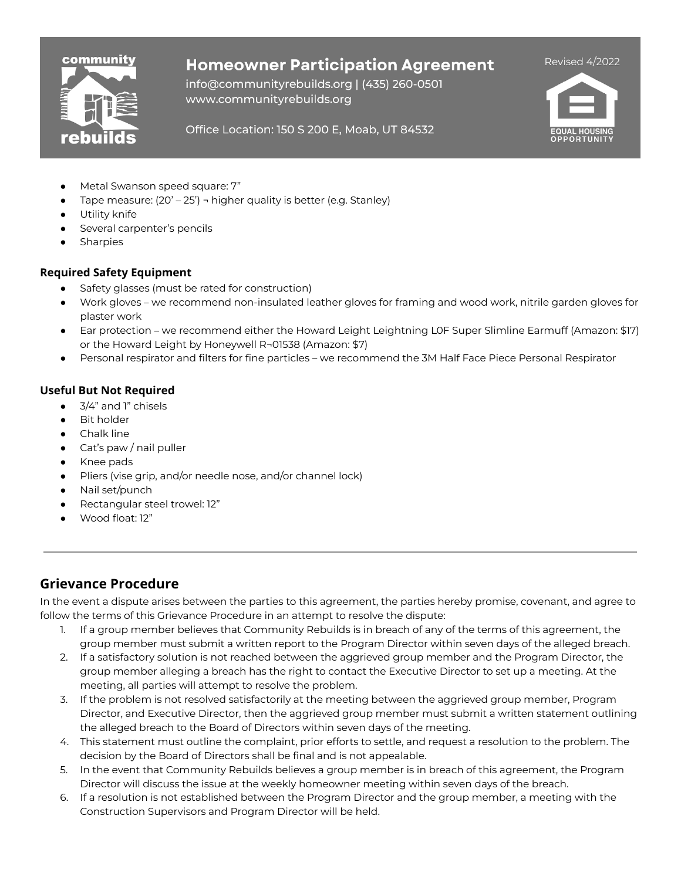- Metal Swanson speed square: 7”
- Tape measure: (20’ – 25’) ¬ higher quality is better (e.g. Stanley)
- Utility knife
- Several carpenter’s pencils
- Sharpies

#### Required Safety Equipment

- Safety glasses (must be rated for construction)
- Work gloves – we recommend non-insulated leather gloves for framing and wood work, nitrile garden gloves for plaster work
- Ear protection – we recommend either the Howard Leight Leightning L0F Super Slimline Earmuff (Amazon: $17) or the Howard Leight by Honeywell R¬01538 (Amazon: $7)
- Personal respirator and filters for fine particles – we recommend the 3M Half Face Piece Personal Respirator

#### Useful But Not Required

- 3/4” and 1” chisels
- Bit holder
- Chalk line
- Cat’s paw / nail puller
- Knee pads
- Pliers (vise grip, and/or needle nose, and/or channel lock)
- Nail set/punch
- Rectangular steel trowel: 12”
- Wood float: 12”

---

## Grievance Procedure

In the event a dispute arises between the parties to this agreement, the parties hereby promise, covenant, and agree to follow the terms of this Grievance Procedure in an attempt to resolve the dispute:

1. If a group member believes that Community Rebuilds is in breach of any of the terms of this agreement, the group member must submit a written report to the Program Director within seven days of the alleged breach.
2. If a satisfactory solution is not reached between the aggrieved group member and the Program Director, the group member alleging a breach has the right to contact the Executive Director to set up a meeting. At the meeting, all parties will attempt to resolve the problem.
3. If the problem is not resolved satisfactorily at the meeting between the aggrieved group member, Program Director, and Executive Director, then the aggrieved group member must submit a written statement outlining the alleged breach to the Board of Directors within seven days of the meeting.
4. This statement must outline the complaint, prior efforts to settle, and request a resolution to the problem. The decision by the Board of Directors shall be final and is not appealable.
5. In the event that Community Rebuilds believes a group member is in breach of this agreement, the Program Director will discuss the issue at the weekly homeowner meeting within seven days of the breach.
6. If a resolution is not established between the Program Director and the group member, a meeting with the Construction Supervisors and Program Director will be held.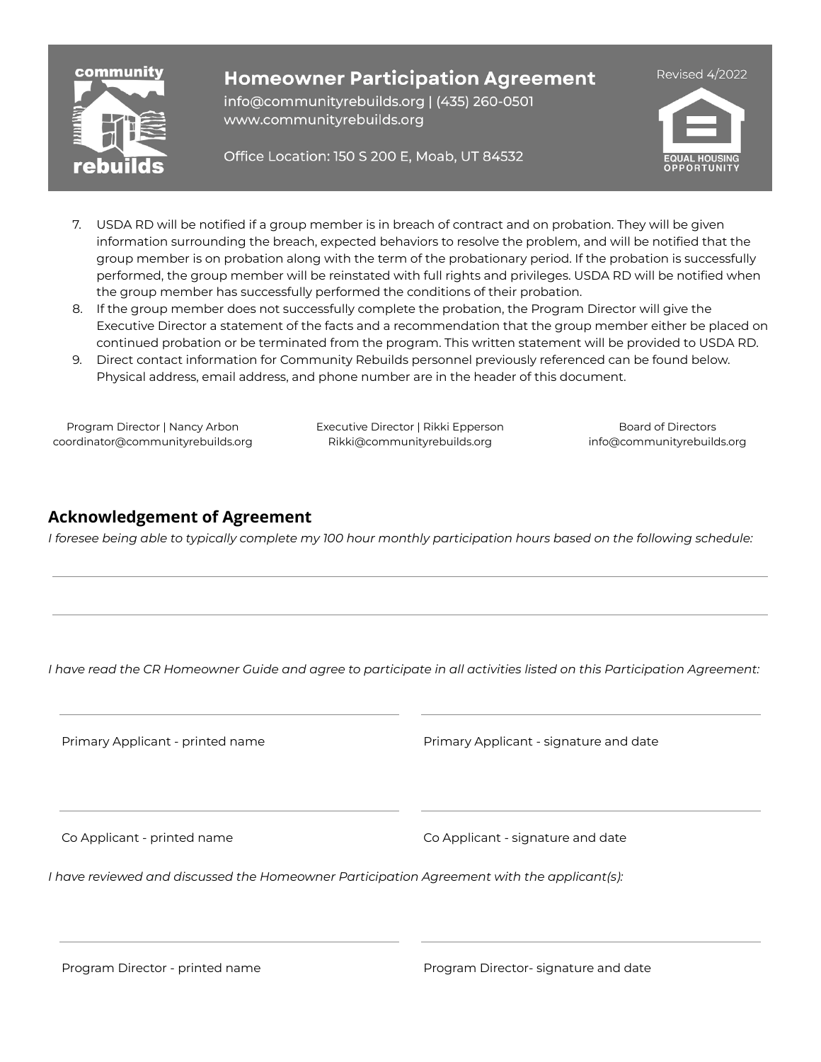7. USDA RD will be notified if a group member is in breach of contract and on probation. They will be given information surrounding the breach, expected behaviors to resolve the problem, and will be notified that the group member is on probation along with the term of the probationary period. If the probation is successfully performed, the group member will be reinstated with full rights and privileges. USDA RD will be notified when the group member has successfully performed the conditions of their probation.
8. If the group member does not successfully complete the probation, the Program Director will give the Executive Director a statement of the facts and a recommendation that the group member either be placed on continued probation or be terminated from the program. This written statement will be provided to USDA RD.
9. Direct contact information for Community Rebuilds personnel previously referenced can be found below. Physical address, email address, and phone number are in the header of this document.

Program Director | Nancy Arbon
coordinator@communityrebuilds.org

Executive Director | Rikki Epperson
Rikki@communityrebuilds.org

Board of Directors
info@communityrebuilds.org

## Acknowledgement of Agreement

*I foresee being able to typically complete my 100 hour monthly participation hours based on the following schedule:*

______________________________________________________________________

______________________________________________________________________

*I have read the CR Homeowner Guide and agree to participate in all activities listed on this Participation Agreement:*

______________________________ Primary Applicant - printed name

______________________________ Primary Applicant - signature and date

______________________________ Co Applicant - printed name

______________________________ Co Applicant - signature and date

*I have reviewed and discussed the Homeowner Participation Agreement with the applicant(s):*

______________________________ Program Director - printed name

______________________________ Program Director- signature and date